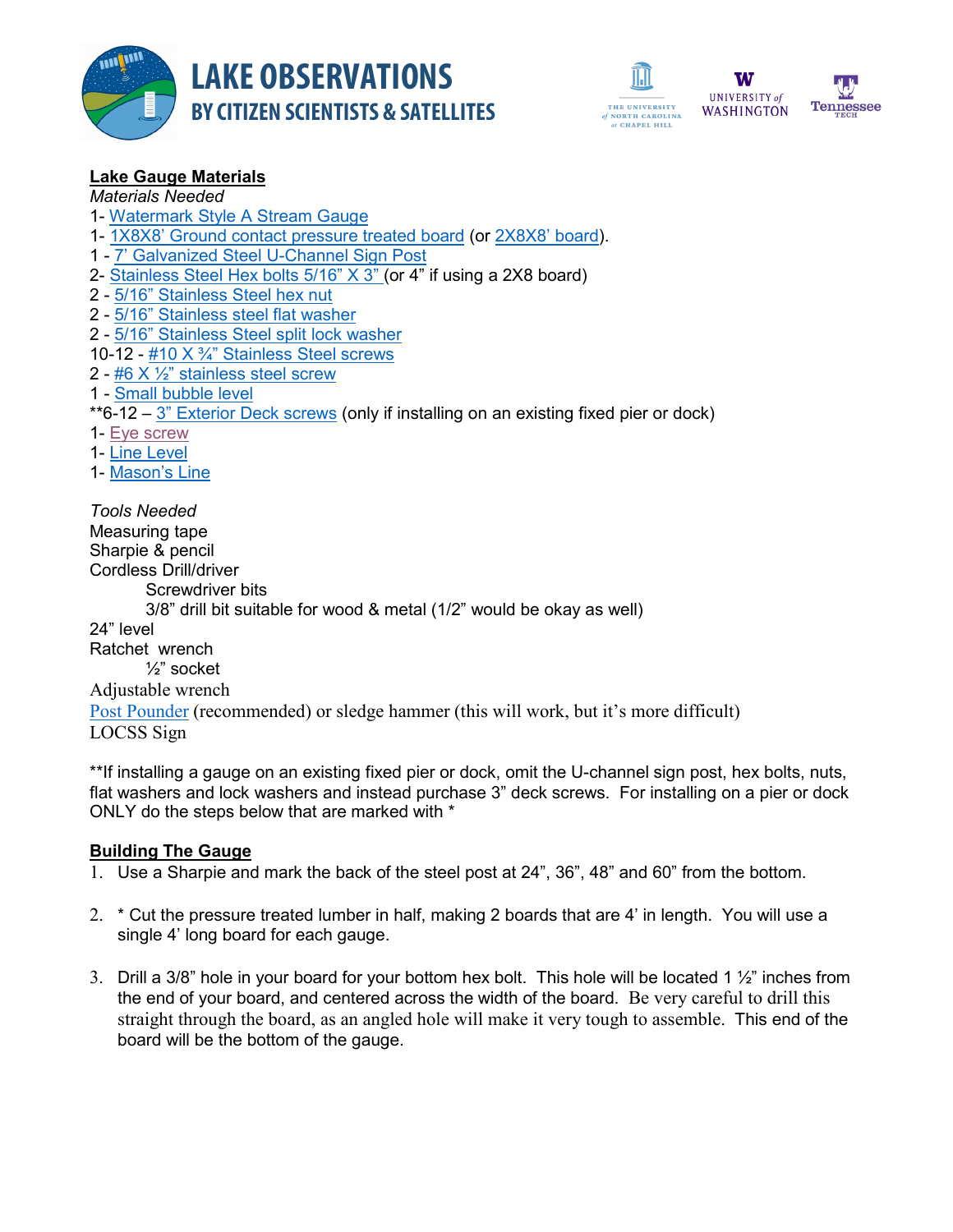# LAKE OBSERVATIONS BY CITIZEN SCIENTISTS & SATELLITES

**Lake Gauge Materials**

*Materials Needed*

1- Watermark Style A Stream Gauge
1- 1X8X8' Ground contact pressure treated board (or 2X8X8' board).
1 - 7' Galvanized Steel U-Channel Sign Post
2- Stainless Steel Hex bolts 5/16" X 3" (or 4" if using a 2X8 board)
2 - 5/16" Stainless Steel hex nut
2 - 5/16" Stainless steel flat washer
2 - 5/16" Stainless Steel split lock washer
10-12 - #10 X ¾" Stainless Steel screws
2 - #6 X ½" stainless steel screw
1 - Small bubble level
**6-12 – 3" Exterior Deck screws (only if installing on an existing fixed pier or dock)
1- Eye screw
1- Line Level
1- Mason's Line

*Tools Needed*

Measuring tape
Sharpie & pencil
Cordless Drill/driver
  Screwdriver bits
  3/8" drill bit suitable for wood & metal (1/2" would be okay as well)
24" level
Ratchet wrench
  ½" socket
Adjustable wrench
Post Pounder (recommended) or sledge hammer (this will work, but it's more difficult)
LOCSS Sign

**If installing a gauge on an existing fixed pier or dock, omit the U-channel sign post, hex bolts, nuts, flat washers and lock washers and instead purchase 3" deck screws. For installing on a pier or dock ONLY do the steps below that are marked with *

**Building The Gauge**

1. Use a Sharpie and mark the back of the steel post at 24", 36", 48" and 60" from the bottom.
2. * Cut the pressure treated lumber in half, making 2 boards that are 4' in length. You will use a single 4' long board for each gauge.
3. Drill a 3/8" hole in your board for your bottom hex bolt. This hole will be located 1 ½" inches from the end of your board, and centered across the width of the board. Be very careful to drill this straight through the board, as an angled hole will make it very tough to assemble. This end of the board will be the bottom of the gauge.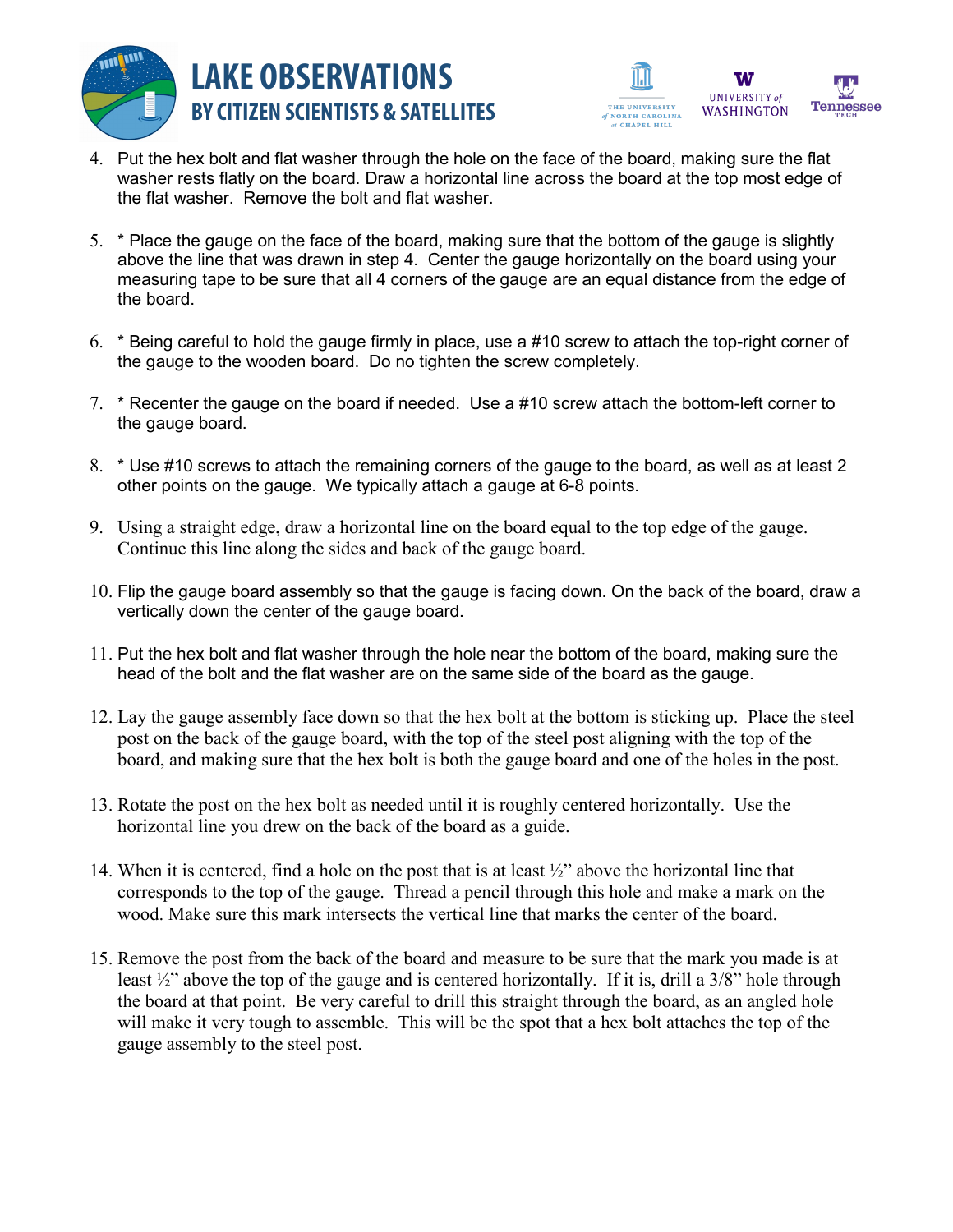4. Put the hex bolt and flat washer through the hole on the face of the board, making sure the flat washer rests flatly on the board. Draw a horizontal line across the board at the top most edge of the flat washer. Remove the bolt and flat washer.

5. * Place the gauge on the face of the board, making sure that the bottom of the gauge is slightly above the line that was drawn in step 4. Center the gauge horizontally on the board using your measuring tape to be sure that all 4 corners of the gauge are an equal distance from the edge of the board.

6. * Being careful to hold the gauge firmly in place, use a #10 screw to attach the top-right corner of the gauge to the wooden board. Do no tighten the screw completely.

7. * Recenter the gauge on the board if needed. Use a #10 screw attach the bottom-left corner to the gauge board.

8. * Use #10 screws to attach the remaining corners of the gauge to the board, as well as at least 2 other points on the gauge. We typically attach a gauge at 6-8 points.

9. Using a straight edge, draw a horizontal line on the board equal to the top edge of the gauge. Continue this line along the sides and back of the gauge board.

10. Flip the gauge board assembly so that the gauge is facing down. On the back of the board, draw a vertically down the center of the gauge board.

11. Put the hex bolt and flat washer through the hole near the bottom of the board, making sure the head of the bolt and the flat washer are on the same side of the board as the gauge.

12. Lay the gauge assembly face down so that the hex bolt at the bottom is sticking up. Place the steel post on the back of the gauge board, with the top of the steel post aligning with the top of the board, and making sure that the hex bolt is both the gauge board and one of the holes in the post.

13. Rotate the post on the hex bolt as needed until it is roughly centered horizontally. Use the horizontal line you drew on the back of the board as a guide.

14. When it is centered, find a hole on the post that is at least ½" above the horizontal line that corresponds to the top of the gauge. Thread a pencil through this hole and make a mark on the wood. Make sure this mark intersects the vertical line that marks the center of the board.

15. Remove the post from the back of the board and measure to be sure that the mark you made is at least ½" above the top of the gauge and is centered horizontally. If it is, drill a 3/8" hole through the board at that point. Be very careful to drill this straight through the board, as an angled hole will make it very tough to assemble. This will be the spot that a hex bolt attaches the top of the gauge assembly to the steel post.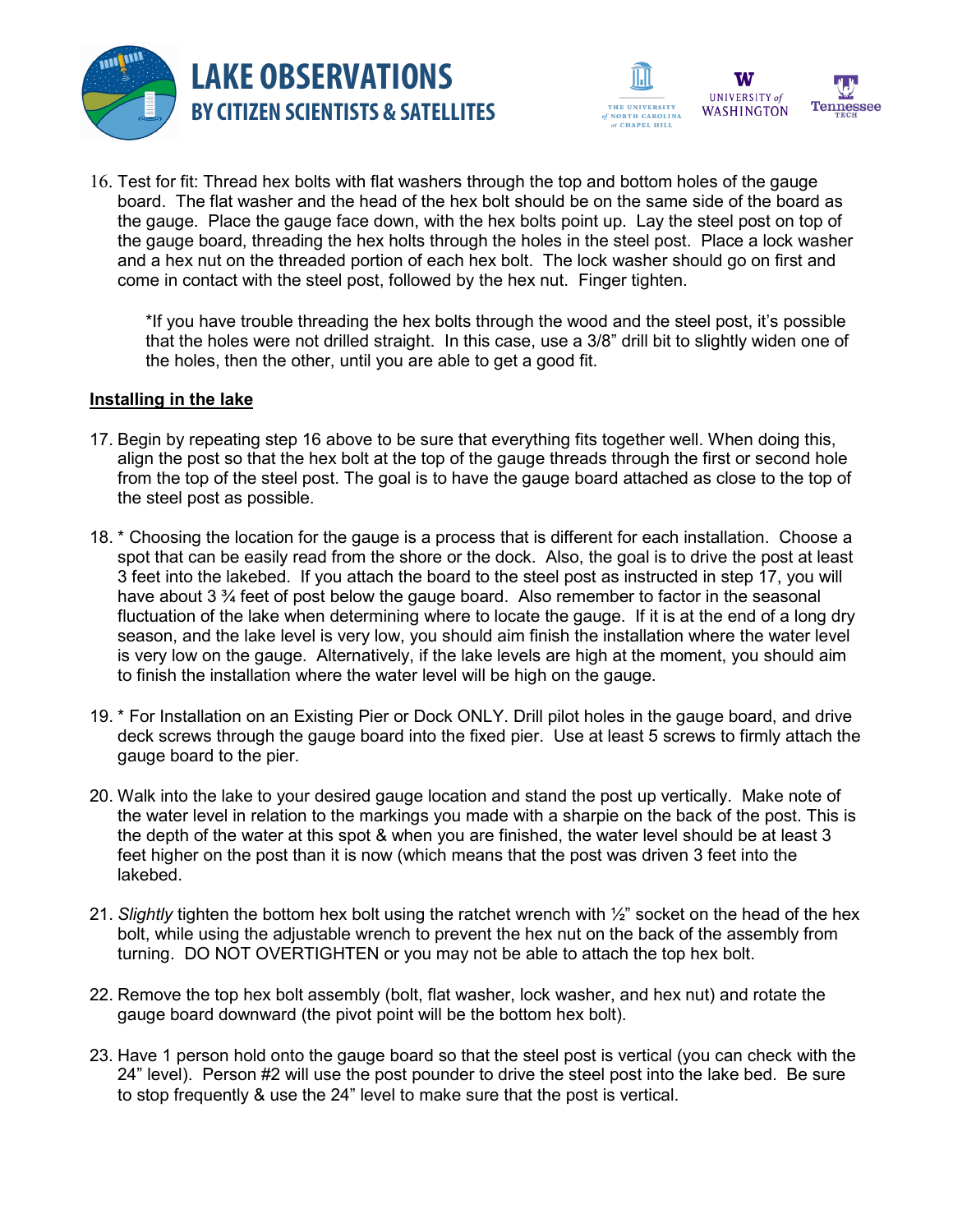16. Test for fit: Thread hex bolts with flat washers through the top and bottom holes of the gauge board. The flat washer and the head of the hex bolt should be on the same side of the board as the gauge. Place the gauge face down, with the hex bolts point up. Lay the steel post on top of the gauge board, threading the hex holts through the holes in the steel post. Place a lock washer and a hex nut on the threaded portion of each hex bolt. The lock washer should go on first and come in contact with the steel post, followed by the hex nut. Finger tighten.

    *If you have trouble threading the hex bolts through the wood and the steel post, it's possible that the holes were not drilled straight. In this case, use a 3/8" drill bit to slightly widen one of the holes, then the other, until you are able to get a good fit.

**Installing in the lake**

17. Begin by repeating step 16 above to be sure that everything fits together well. When doing this, align the post so that the hex bolt at the top of the gauge threads through the first or second hole from the top of the steel post. The goal is to have the gauge board attached as close to the top of the steel post as possible.

18. * Choosing the location for the gauge is a process that is different for each installation. Choose a spot that can be easily read from the shore or the dock. Also, the goal is to drive the post at least 3 feet into the lakebed. If you attach the board to the steel post as instructed in step 17, you will have about 3 ¾ feet of post below the gauge board. Also remember to factor in the seasonal fluctuation of the lake when determining where to locate the gauge. If it is at the end of a long dry season, and the lake level is very low, you should aim finish the installation where the water level is very low on the gauge. Alternatively, if the lake levels are high at the moment, you should aim to finish the installation where the water level will be high on the gauge.

19. * For Installation on an Existing Pier or Dock ONLY. Drill pilot holes in the gauge board, and drive deck screws through the gauge board into the fixed pier. Use at least 5 screws to firmly attach the gauge board to the pier.

20. Walk into the lake to your desired gauge location and stand the post up vertically. Make note of the water level in relation to the markings you made with a sharpie on the back of the post. This is the depth of the water at this spot & when you are finished, the water level should be at least 3 feet higher on the post than it is now (which means that the post was driven 3 feet into the lakebed.

21. *Slightly* tighten the bottom hex bolt using the ratchet wrench with ½" socket on the head of the hex bolt, while using the adjustable wrench to prevent the hex nut on the back of the assembly from turning. DO NOT OVERTIGHTEN or you may not be able to attach the top hex bolt.

22. Remove the top hex bolt assembly (bolt, flat washer, lock washer, and hex nut) and rotate the gauge board downward (the pivot point will be the bottom hex bolt).

23. Have 1 person hold onto the gauge board so that the steel post is vertical (you can check with the 24" level). Person #2 will use the post pounder to drive the steel post into the lake bed. Be sure to stop frequently & use the 24" level to make sure that the post is vertical.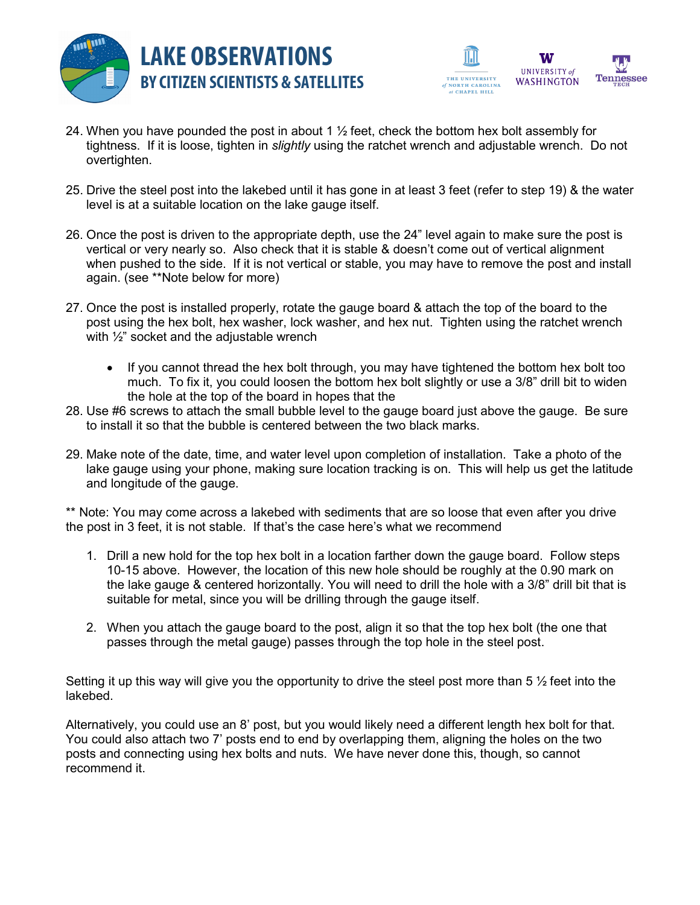24. When you have pounded the post in about 1 ½ feet, check the bottom hex bolt assembly for tightness. If it is loose, tighten in *slightly* using the ratchet wrench and adjustable wrench. Do not overtighten.

25. Drive the steel post into the lakebed until it has gone in at least 3 feet (refer to step 19) & the water level is at a suitable location on the lake gauge itself.

26. Once the post is driven to the appropriate depth, use the 24" level again to make sure the post is vertical or very nearly so. Also check that it is stable & doesn't come out of vertical alignment when pushed to the side. If it is not vertical or stable, you may have to remove the post and install again. (see **Note below for more)

27. Once the post is installed properly, rotate the gauge board & attach the top of the board to the post using the hex bolt, hex washer, lock washer, and hex nut. Tighten using the ratchet wrench with ½" socket and the adjustable wrench

    - If you cannot thread the hex bolt through, you may have tightened the bottom hex bolt too much. To fix it, you could loosen the bottom hex bolt slightly or use a 3/8" drill bit to widen the hole at the top of the board in hopes that the

28. Use #6 screws to attach the small bubble level to the gauge board just above the gauge. Be sure to install it so that the bubble is centered between the two black marks.

29. Make note of the date, time, and water level upon completion of installation. Take a photo of the lake gauge using your phone, making sure location tracking is on. This will help us get the latitude and longitude of the gauge.

** Note: You may come across a lakebed with sediments that are so loose that even after you drive the post in 3 feet, it is not stable. If that's the case here's what we recommend

1. Drill a new hold for the top hex bolt in a location farther down the gauge board. Follow steps 10-15 above. However, the location of this new hole should be roughly at the 0.90 mark on the lake gauge & centered horizontally. You will need to drill the hole with a 3/8" drill bit that is suitable for metal, since you will be drilling through the gauge itself.

2. When you attach the gauge board to the post, align it so that the top hex bolt (the one that passes through the metal gauge) passes through the top hole in the steel post.

Setting it up this way will give you the opportunity to drive the steel post more than 5 ½ feet into the lakebed.

Alternatively, you could use an 8' post, but you would likely need a different length hex bolt for that. You could also attach two 7' posts end to end by overlapping them, aligning the holes on the two posts and connecting using hex bolts and nuts. We have never done this, though, so cannot recommend it.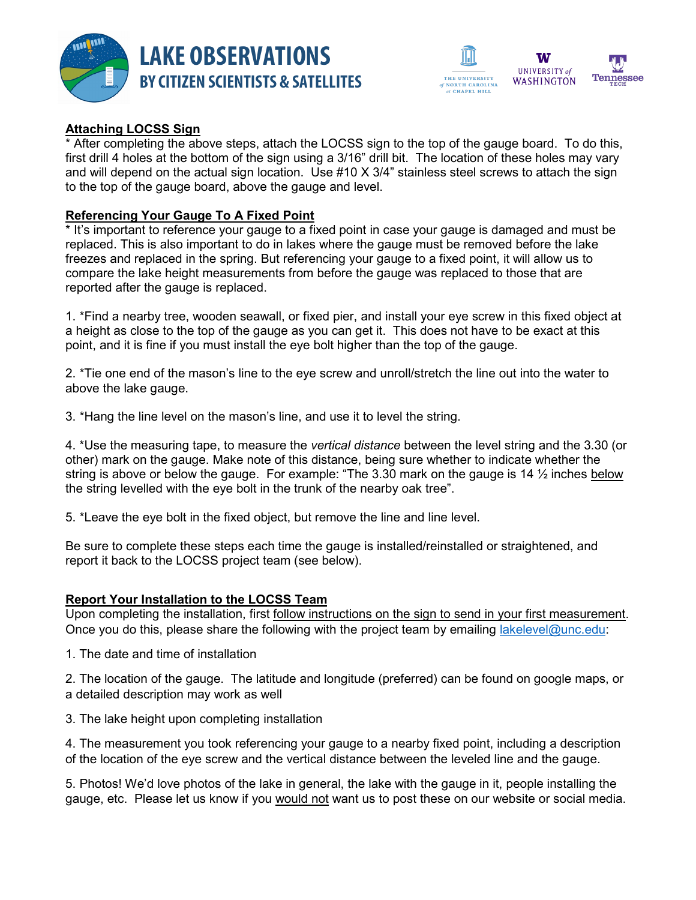## Attaching LOCSS Sign

* After completing the above steps, attach the LOCSS sign to the top of the gauge board. To do this, first drill 4 holes at the bottom of the sign using a 3/16" drill bit. The location of these holes may vary and will depend on the actual sign location. Use #10 X 3/4" stainless steel screws to attach the sign to the top of the gauge board, above the gauge and level.

## Referencing Your Gauge To A Fixed Point

* It's important to reference your gauge to a fixed point in case your gauge is damaged and must be replaced. This is also important to do in lakes where the gauge must be removed before the lake freezes and replaced in the spring. But referencing your gauge to a fixed point, it will allow us to compare the lake height measurements from before the gauge was replaced to those that are reported after the gauge is replaced.

1. *Find a nearby tree, wooden seawall, or fixed pier, and install your eye screw in this fixed object at a height as close to the top of the gauge as you can get it. This does not have to be exact at this point, and it is fine if you must install the eye bolt higher than the top of the gauge.

2. *Tie one end of the mason's line to the eye screw and unroll/stretch the line out into the water to above the lake gauge.

3. *Hang the line level on the mason's line, and use it to level the string.

4. *Use the measuring tape, to measure the *vertical distance* between the level string and the 3.30 (or other) mark on the gauge. Make note of this distance, being sure whether to indicate whether the string is above or below the gauge. For example: "The 3.30 mark on the gauge is 14 ½ inches below the string levelled with the eye bolt in the trunk of the nearby oak tree".

5. *Leave the eye bolt in the fixed object, but remove the line and line level.

Be sure to complete these steps each time the gauge is installed/reinstalled or straightened, and report it back to the LOCSS project team (see below).

## Report Your Installation to the LOCSS Team

Upon completing the installation, first follow instructions on the sign to send in your first measurement. Once you do this, please share the following with the project team by emailing lakelevel@unc.edu:

1. The date and time of installation

2. The location of the gauge. The latitude and longitude (preferred) can be found on google maps, or a detailed description may work as well

3. The lake height upon completing installation

4. The measurement you took referencing your gauge to a nearby fixed point, including a description of the location of the eye screw and the vertical distance between the leveled line and the gauge.

5. Photos! We'd love photos of the lake in general, the lake with the gauge in it, people installing the gauge, etc. Please let us know if you would not want us to post these on our website or social media.